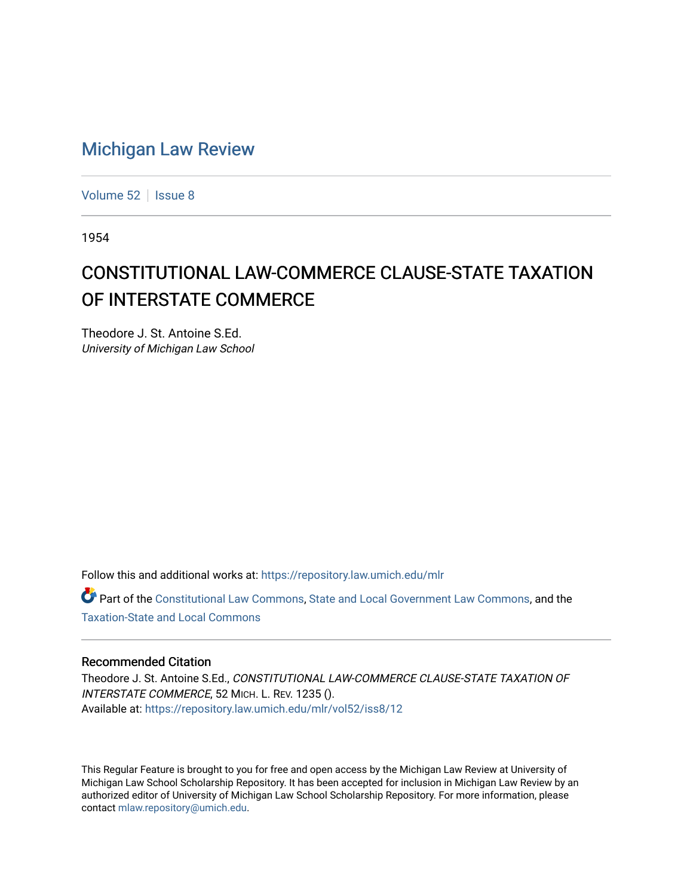# Michigan Law Review

Volume 52 | Issue 8

1954

## CONSTITUTIONAL LAW-COMMERCE CLAUSE-STATE TAXATION OF INTERSTATE COMMERCE

Theodore J. St. Antoine S.Ed.
*University of Michigan Law School*

Follow this and additional works at: https://repository.law.umich.edu/mlr

Part of the Constitutional Law Commons, State and Local Government Law Commons, and the Taxation-State and Local Commons

### Recommended Citation

Theodore J. St. Antoine S.Ed., *CONSTITUTIONAL LAW-COMMERCE CLAUSE-STATE TAXATION OF INTERSTATE COMMERCE*, 52 MICH. L. REV. 1235 ().
Available at: https://repository.law.umich.edu/mlr/vol52/iss8/12

This Regular Feature is brought to you for free and open access by the Michigan Law Review at University of Michigan Law School Scholarship Repository. It has been accepted for inclusion in Michigan Law Review by an authorized editor of University of Michigan Law School Scholarship Repository. For more information, please contact mlaw.repository@umich.edu.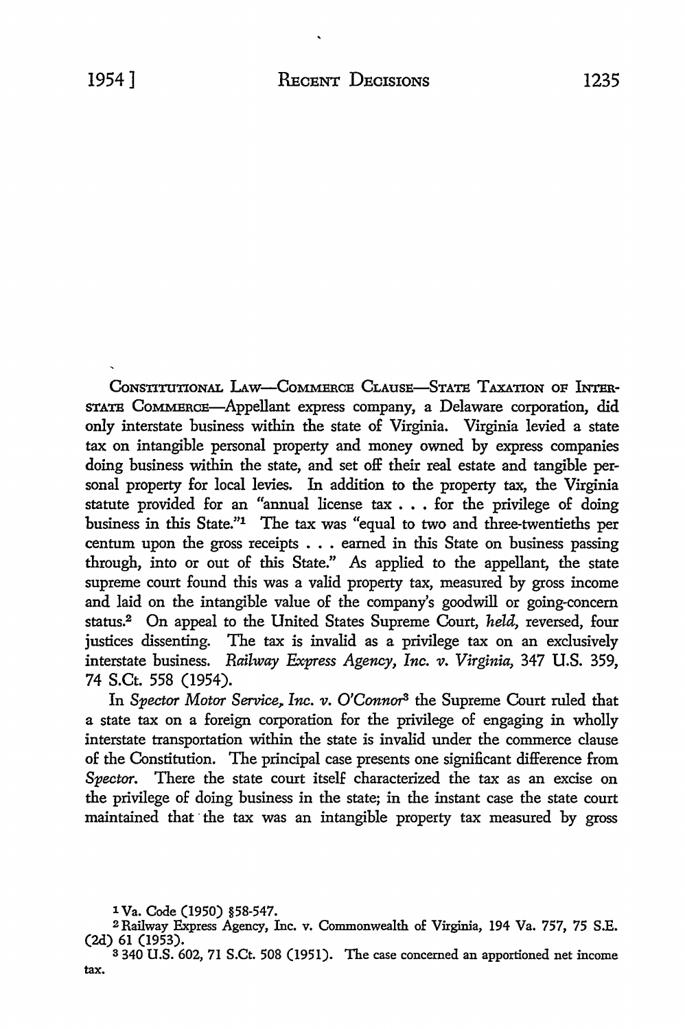CONSTITUTIONAL LAW—COMMERCE CLAUSE—STATE TAXATION OF INTERSTATE COMMERCE—Appellant express company, a Delaware corporation, did only interstate business within the state of Virginia. Virginia levied a state tax on intangible personal property and money owned by express companies doing business within the state, and set off their real estate and tangible personal property for local levies. In addition to the property tax, the Virginia statute provided for an "annual license tax . . . for the privilege of doing business in this State."[1] The tax was "equal to two and three-twentieths per centum upon the gross receipts . . . earned in this State on business passing through, into or out of this State." As applied to the appellant, the state supreme court found this was a valid property tax, measured by gross income and laid on the intangible value of the company's goodwill or going-concern status.[2] On appeal to the United States Supreme Court, *held*, reversed, four justices dissenting. The tax is invalid as a privilege tax on an exclusively interstate business. *Railway Express Agency, Inc. v. Virginia*, 347 U.S. 359, 74 S.Ct. 558 (1954).

In *Spector Motor Service, Inc. v. O'Connor*[3] the Supreme Court ruled that a state tax on a foreign corporation for the privilege of engaging in wholly interstate transportation within the state is invalid under the commerce clause of the Constitution. The principal case presents one significant difference from *Spector*. There the state court itself characterized the tax as an excise on the privilege of doing business in the state; in the instant case the state court maintained that the tax was an intangible property tax measured by gross

[1] Va. Code (1950) §58-547.

[2] Railway Express Agency, Inc. v. Commonwealth of Virginia, 194 Va. 757, 75 S.E. (2d) 61 (1953).

[3] 340 U.S. 602, 71 S.Ct. 508 (1951). The case concerned an apportioned net income tax.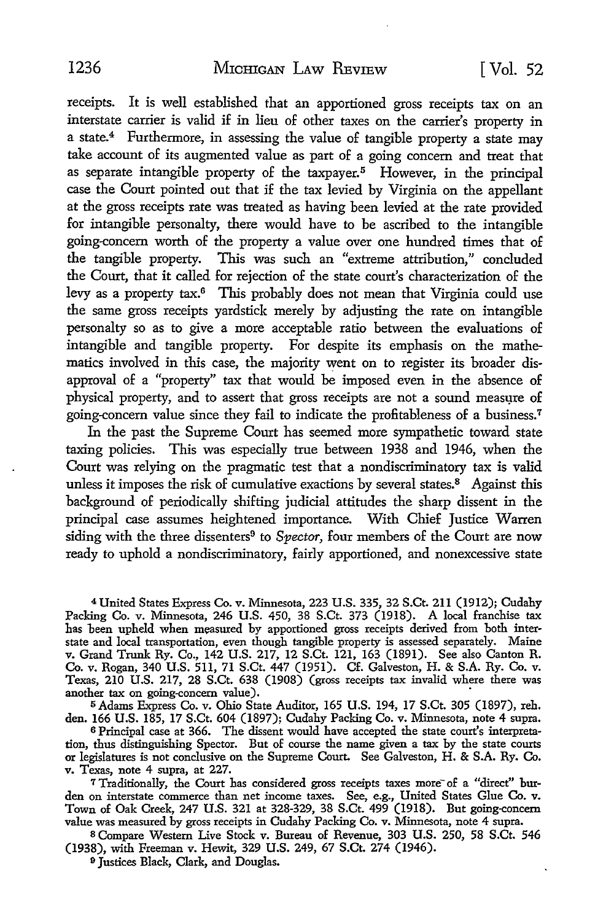receipts. It is well established that an apportioned gross receipts tax on an interstate carrier is valid if in lieu of other taxes on the carrier's property in a state.[4] Furthermore, in assessing the value of tangible property a state may take account of its augmented value as part of a going concern and treat that as separate intangible property of the taxpayer.[5] However, in the principal case the Court pointed out that if the tax levied by Virginia on the appellant at the gross receipts rate was treated as having been levied at the rate provided for intangible personalty, there would have to be ascribed to the intangible going-concern worth of the property a value over one hundred times that of the tangible property. This was such an "extreme attribution," concluded the Court, that it called for rejection of the state court's characterization of the levy as a property tax.[6] This probably does not mean that Virginia could use the same gross receipts yardstick merely by adjusting the rate on intangible personalty so as to give a more acceptable ratio between the evaluations of intangible and tangible property. For despite its emphasis on the mathematics involved in this case, the majority went on to register its broader disapproval of a "property" tax that would be imposed even in the absence of physical property, and to assert that gross receipts are not a sound measure of going-concern value since they fail to indicate the profitableness of a business.[7]

In the past the Supreme Court has seemed more sympathetic toward state taxing policies. This was especially true between 1938 and 1946, when the Court was relying on the pragmatic test that a nondiscriminatory tax is valid unless it imposes the risk of cumulative exactions by several states.[8] Against this background of periodically shifting judicial attitudes the sharp dissent in the principal case assumes heightened importance. With Chief Justice Warren siding with the three dissenters[9] to *Spector*, four members of the Court are now ready to uphold a nondiscriminatory, fairly apportioned, and nonexcessive state

---

[4] United States Express Co. v. Minnesota, 223 U.S. 335, 32 S.Ct. 211 (1912); Cudahy Packing Co. v. Minnesota, 246 U.S. 450, 38 S.Ct. 373 (1918). A local franchise tax has been upheld when measured by apportioned gross receipts derived from both interstate and local transportation, even though tangible property is assessed separately. Maine v. Grand Trunk Ry. Co., 142 U.S. 217, 12 S.Ct. 121, 163 (1891). See also Canton R. Co. v. Rogan, 340 U.S. 511, 71 S.Ct. 447 (1951). Cf. Galveston, H. & S.A. Ry. Co. v. Texas, 210 U.S. 217, 28 S.Ct. 638 (1908) (gross receipts tax invalid where there was another tax on going-concern value).

[5] Adams Express Co. v. Ohio State Auditor, 165 U.S. 194, 17 S.Ct. 305 (1897), reh. den. 166 U.S. 185, 17 S.Ct. 604 (1897); Cudahy Packing Co. v. Minnesota, note 4 supra.

[6] Principal case at 366. The dissent would have accepted the state court's interpretation, thus distinguishing Spector. But of course the name given a tax by the state courts or legislatures is not conclusive on the Supreme Court. See Galveston, H. & S.A. Ry. Co. v. Texas, note 4 supra, at 227.

[7] Traditionally, the Court has considered gross receipts taxes more of a "direct" burden on interstate commerce than net income taxes. See, e.g., United States Glue Co. v. Town of Oak Creek, 247 U.S. 321 at 328-329, 38 S.Ct. 499 (1918). But going-concern value was measured by gross receipts in Cudahy Packing Co. v. Minnesota, note 4 supra.

[8] Compare Western Live Stock v. Bureau of Revenue, 303 U.S. 250, 58 S.Ct. 546 (1938), with Freeman v. Hewit, 329 U.S. 249, 67 S.Ct. 274 (1946).

[9] Justices Black, Clark, and Douglas.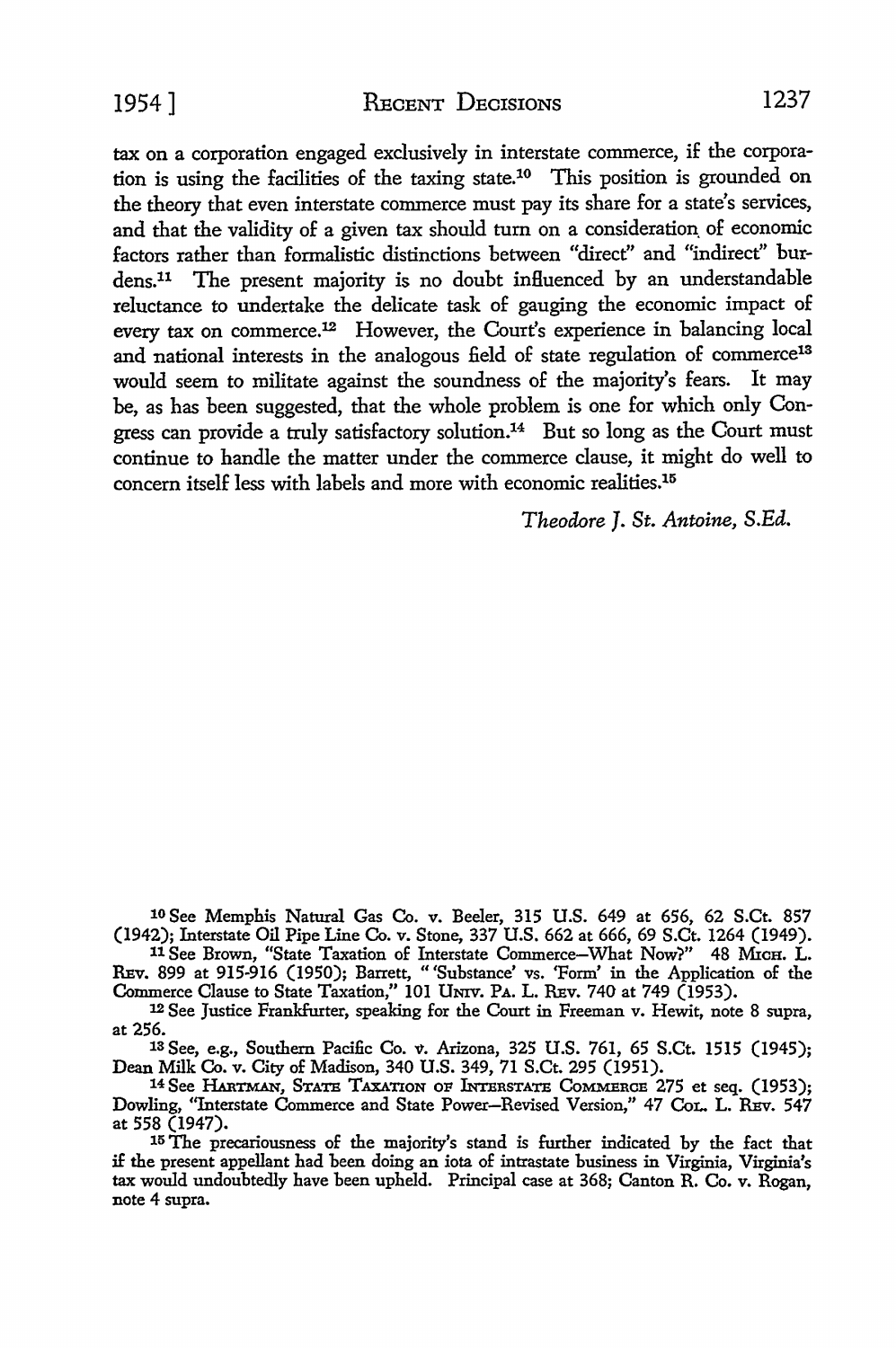tax on a corporation engaged exclusively in interstate commerce, if the corporation is using the facilities of the taxing state.[10] This position is grounded on the theory that even interstate commerce must pay its share for a state's services, and that the validity of a given tax should turn on a consideration of economic factors rather than formalistic distinctions between "direct" and "indirect" burdens.[11] The present majority is no doubt influenced by an understandable reluctance to undertake the delicate task of gauging the economic impact of every tax on commerce.[12] However, the Court's experience in balancing local and national interests in the analogous field of state regulation of commerce[13] would seem to militate against the soundness of the majority's fears. It may be, as has been suggested, that the whole problem is one for which only Congress can provide a truly satisfactory solution.[14] But so long as the Court must continue to handle the matter under the commerce clause, it might do well to concern itself less with labels and more with economic realities.[15]

*Theodore J. St. Antoine, S.Ed.*

---

[10] See Memphis Natural Gas Co. v. Beeler, 315 U.S. 649 at 656, 62 S.Ct. 857 (1942); Interstate Oil Pipe Line Co. v. Stone, 337 U.S. 662 at 666, 69 S.Ct. 1264 (1949).

[11] See Brown, "State Taxation of Interstate Commerce—What Now?" 48 MICH. L. REV. 899 at 915-916 (1950); Barrett, "'Substance' vs. 'Form' in the Application of the Commerce Clause to State Taxation," 101 UNIV. PA. L. REV. 740 at 749 (1953).

[12] See Justice Frankfurter, speaking for the Court in Freeman v. Hewit, note 8 supra, at 256.

[13] See, e.g., Southern Pacific Co. v. Arizona, 325 U.S. 761, 65 S.Ct. 1515 (1945); Dean Milk Co. v. City of Madison, 340 U.S. 349, 71 S.Ct. 295 (1951).

[14] See HARTMAN, STATE TAXATION OF INTERSTATE COMMERCE 275 et seq. (1953); Dowling, "Interstate Commerce and State Power—Revised Version," 47 COL. L. REV. 547 at 558 (1947).

[15] The precariousness of the majority's stand is further indicated by the fact that if the present appellant had been doing an iota of intrastate business in Virginia, Virginia's tax would undoubtedly have been upheld. Principal case at 368; Canton R. Co. v. Rogan, note 4 supra.